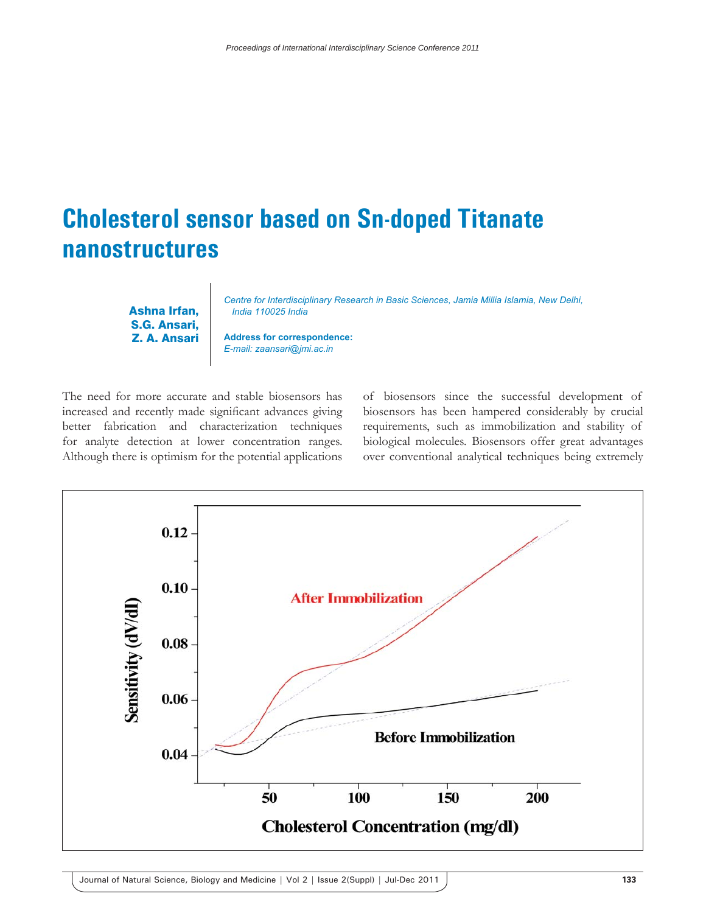# Cholesterol sensor based on Sn-doped Titanate nanostructures

**Ashna Irfan, S.G. Ansari, Z. A. Ansari**

*Centre for Interdisciplinary Research in Basic Sciences, Jamia Millia Islamia, New Delhi, India 110025 India*

**Address for correspondence:**
*E-mail: zaansari@jmi.ac.in*

The need for more accurate and stable biosensors has increased and recently made significant advances giving better fabrication and characterization techniques for analyte detection at lower concentration ranges. Although there is optimism for the potential applications of biosensors since the successful development of biosensors has been hampered considerably by crucial requirements, such as immobilization and stability of biological molecules. Biosensors offer great advantages over conventional analytical techniques being extremely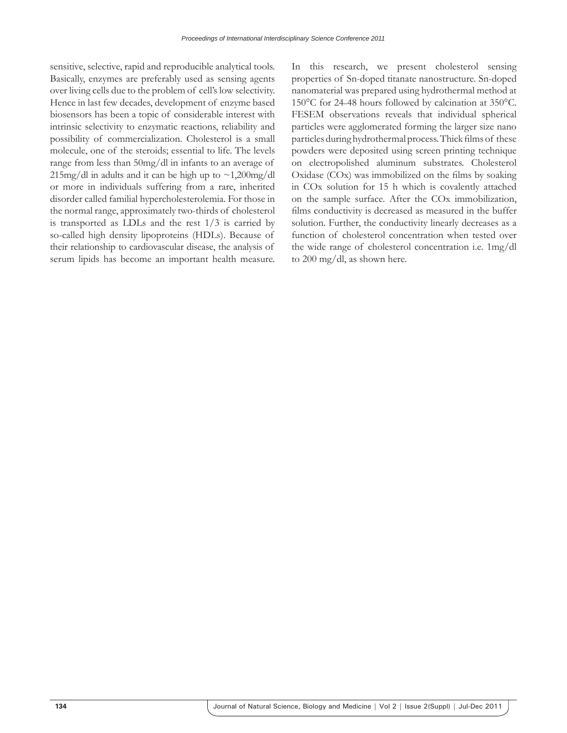sensitive, selective, rapid and reproducible analytical tools. Basically, enzymes are preferably used as sensing agents over living cells due to the problem of cell's low selectivity. Hence in last few decades, development of enzyme based biosensors has been a topic of considerable interest with intrinsic selectivity to enzymatic reactions, reliability and possibility of commercialization. Cholesterol is a small molecule, one of the steroids; essential to life. The levels range from less than 50mg/dl in infants to an average of 215mg/dl in adults and it can be high up to ~1,200mg/dl or more in individuals suffering from a rare, inherited disorder called familial hypercholesterolemia. For those in the normal range, approximately two-thirds of cholesterol is transported as LDLs and the rest 1/3 is carried by so-called high density lipoproteins (HDLs). Because of their relationship to cardiovascular disease, the analysis of serum lipids has become an important health measure.

In this research, we present cholesterol sensing properties of Sn-doped titanate nanostructure. Sn-doped nanomaterial was prepared using hydrothermal method at 150°C for 24-48 hours followed by calcination at 350°C. FESEM observations reveals that individual spherical particles were agglomerated forming the larger size nano particles during hydrothermal process. Thick films of these powders were deposited using screen printing technique on electropolished aluminum substrates. Cholesterol Oxidase (COx) was immobilized on the films by soaking in COx solution for 15 h which is covalently attached on the sample surface. After the COx immobilization, films conductivity is decreased as measured in the buffer solution. Further, the conductivity linearly decreases as a function of cholesterol concentration when tested over the wide range of cholesterol concentration i.e. 1mg/dl to 200 mg/dl, as shown here.